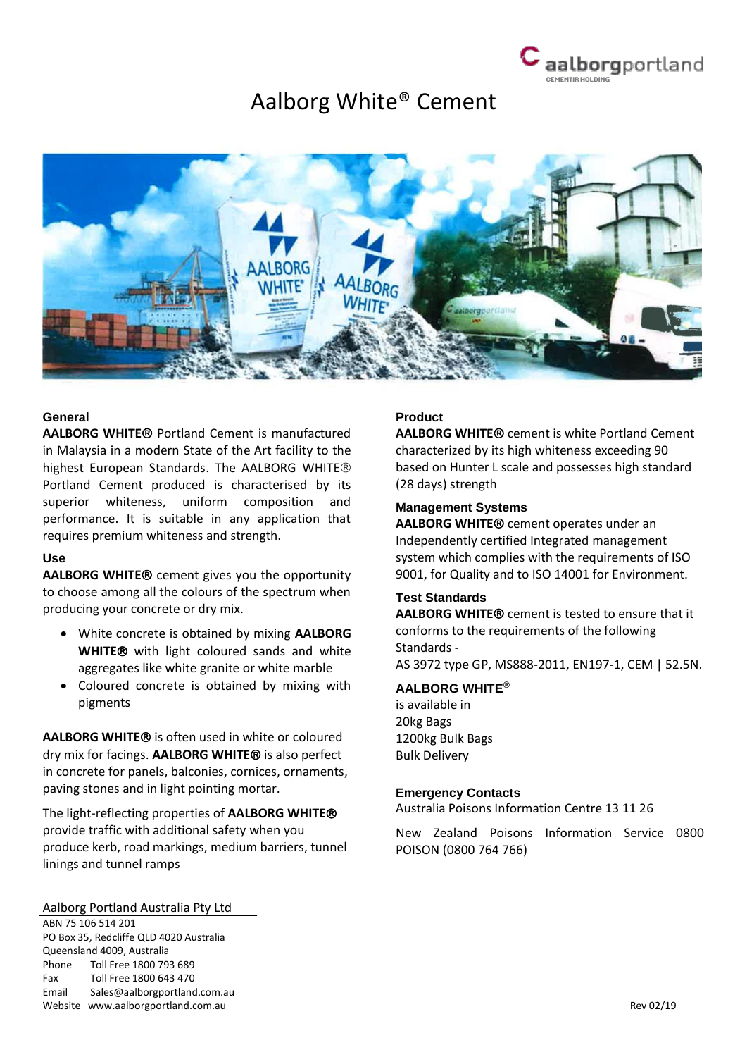# Aalborg White® Cement

## General

**AALBORG WHITE®** Portland Cement is manufactured in Malaysia in a modern State of the Art facility to the highest European Standards. The AALBORG WHITE® Portland Cement produced is characterised by its superior whiteness, uniform composition and performance. It is suitable in any application that requires premium whiteness and strength.

## Use

**AALBORG WHITE®** cement gives you the opportunity to choose among all the colours of the spectrum when producing your concrete or dry mix.

- White concrete is obtained by mixing **AALBORG WHITE®** with light coloured sands and white aggregates like white granite or white marble
- Coloured concrete is obtained by mixing with pigments

**AALBORG WHITE®** is often used in white or coloured dry mix for facings. **AALBORG WHITE®** is also perfect in concrete for panels, balconies, cornices, ornaments, paving stones and in light pointing mortar.

The light-reflecting properties of **AALBORG WHITE®** provide traffic with additional safety when you produce kerb, road markings, medium barriers, tunnel linings and tunnel ramps

## Product

**AALBORG WHITE®** cement is white Portland Cement characterized by its high whiteness exceeding 90 based on Hunter L scale and possesses high standard (28 days) strength

## Management Systems

**AALBORG WHITE®** cement operates under an Independently certified Integrated management system which complies with the requirements of ISO 9001, for Quality and to ISO 14001 for Environment.

## Test Standards

**AALBORG WHITE®** cement is tested to ensure that it conforms to the requirements of the following Standards -
AS 3972 type GP, MS888-2011, EN197-1, CEM | 52.5N.

## AALBORG WHITE®

is available in
20kg Bags
1200kg Bulk Bags
Bulk Delivery

## Emergency Contacts

Australia Poisons Information Centre 13 11 26

New Zealand Poisons Information Service 0800 POISON (0800 764 766)

Aalborg Portland Australia Pty Ltd
ABN 75 106 514 201
PO Box 35, Redcliffe QLD 4020 Australia
Queensland 4009, Australia
Phone Toll Free 1800 793 689
Fax Toll Free 1800 643 470
Email Sales@aalborgportland.com.au
Website www.aalborgportland.com.au

Rev 02/19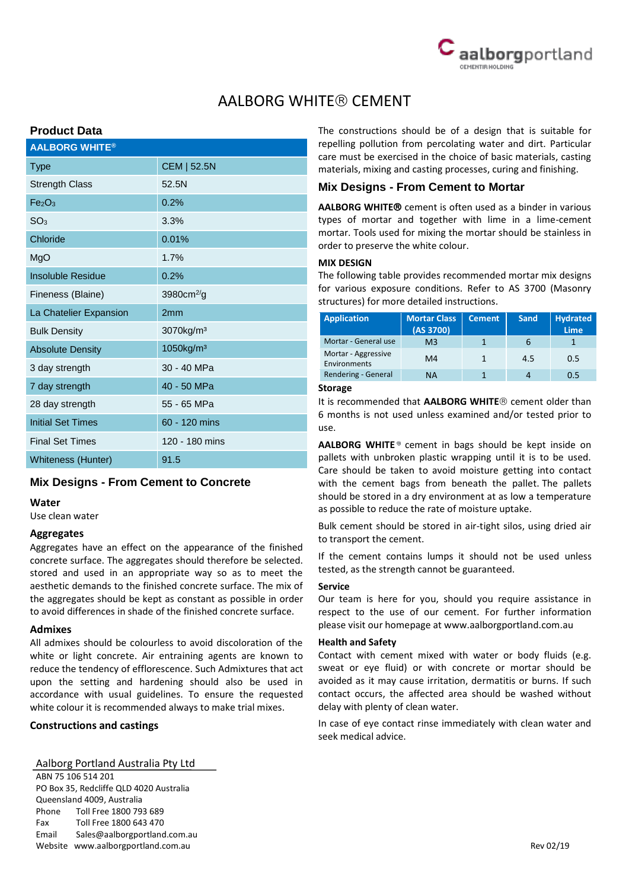# AALBORG WHITE® CEMENT

## Product Data

| AALBORG WHITE® | |
|---|---|
| Type | CEM \| 52.5N |
| Strength Class | 52.5N |
| $Fe_2O_3$ | 0.2% |
| $SO_3$ | 3.3% |
| Chloride | 0.01% |
| MgO | 1.7% |
| Insoluble Residue | 0.2% |
| Fineness (Blaine) | 3980cm²/g |
| La Chatelier Expansion | 2mm |
| Bulk Density | 3070kg/m³ |
| Absolute Density | 1050kg/m³ |
| 3 day strength | 30 - 40 MPa |
| 7 day strength | 40 - 50 MPa |
| 28 day strength | 55 - 65 MPa |
| Initial Set Times | 60 - 120 mins |
| Final Set Times | 120 - 180 mins |
| Whiteness (Hunter) | 91.5 |

## Mix Designs - From Cement to Concrete

### Water

Use clean water

### Aggregates

Aggregates have an effect on the appearance of the finished concrete surface. The aggregates should therefore be selected. stored and used in an appropriate way so as to meet the aesthetic demands to the finished concrete surface. The mix of the aggregates should be kept as constant as possible in order to avoid differences in shade of the finished concrete surface.

### Admixes

All admixes should be colourless to avoid discoloration of the white or light concrete. Air entraining agents are known to reduce the tendency of efflorescence. Such Admixtures that act upon the setting and hardening should also be used in accordance with usual guidelines. To ensure the requested white colour it is recommended always to make trial mixes.

### Constructions and castings

The constructions should be of a design that is suitable for repelling pollution from percolating water and dirt. Particular care must be exercised in the choice of basic materials, casting materials, mixing and casting processes, curing and finishing.

## Mix Designs - From Cement to Mortar

**AALBORG WHITE®** cement is often used as a binder in various types of mortar and together with lime in a lime-cement mortar. Tools used for mixing the mortar should be stainless in order to preserve the white colour.

### MIX DESIGN

The following table provides recommended mortar mix designs for various exposure conditions. Refer to AS 3700 (Masonry structures) for more detailed instructions.

| Application | Mortar Class (AS 3700) | Cement | Sand | Hydrated Lime |
|---|---|---|---|---|
| Mortar - General use | M3 | 1 | 6 | 1 |
| Mortar - Aggressive Environments | M4 | 1 | 4.5 | 0.5 |
| Rendering - General | NA | 1 | 4 | 0.5 |

### Storage

It is recommended that **AALBORG WHITE**® cement older than 6 months is not used unless examined and/or tested prior to use.

**AALBORG WHITE**® cement in bags should be kept inside on pallets with unbroken plastic wrapping until it is to be used. Care should be taken to avoid moisture getting into contact with the cement bags from beneath the pallet. The pallets should be stored in a dry environment at as low a temperature as possible to reduce the rate of moisture uptake.

Bulk cement should be stored in air-tight silos, using dried air to transport the cement.

If the cement contains lumps it should not be used unless tested, as the strength cannot be guaranteed.

### Service

Our team is here for you, should you require assistance in respect to the use of our cement. For further information please visit our homepage at www.aalborgportland.com.au

### Health and Safety

Contact with cement mixed with water or body fluids (e.g. sweat or eye fluid) or with concrete or mortar should be avoided as it may cause irritation, dermatitis or burns. If such contact occurs, the affected area should be washed without delay with plenty of clean water.

In case of eye contact rinse immediately with clean water and seek medical advice.

Aalborg Portland Australia Pty Ltd
ABN 75 106 514 201
PO Box 35, Redcliffe QLD 4020 Australia
Queensland 4009, Australia
Phone Toll Free 1800 793 689
Fax Toll Free 1800 643 470
Email Sales@aalborgportland.com.au
Website www.aalborgportland.com.au

Rev 02/19